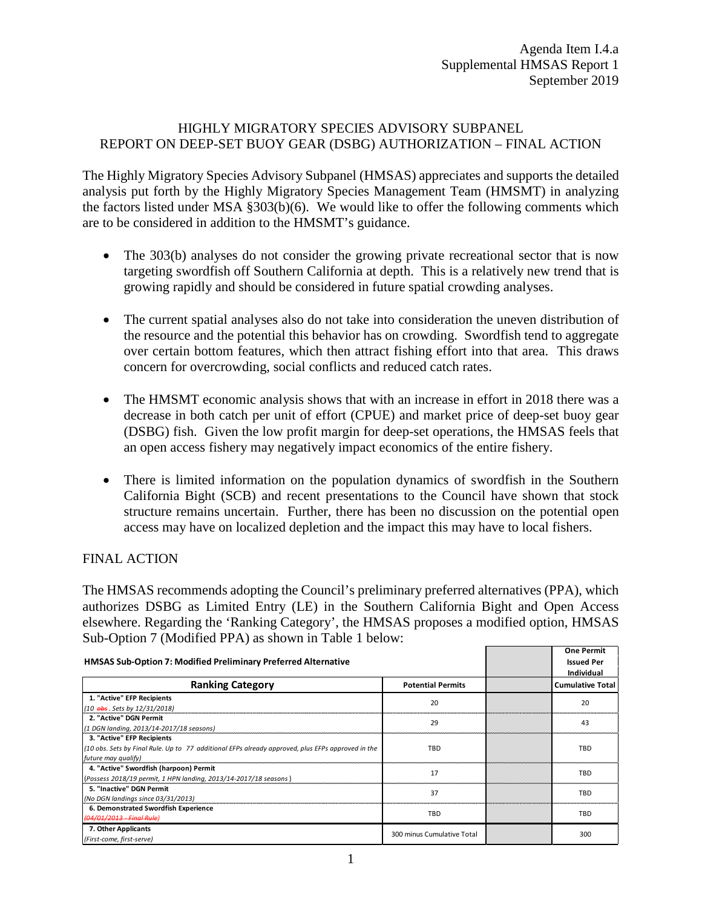Agenda Item I.4.a
Supplemental HMSAS Report 1
September 2019

# HIGHLY MIGRATORY SPECIES ADVISORY SUBPANEL REPORT ON DEEP-SET BUOY GEAR (DSBG) AUTHORIZATION – FINAL ACTION

The Highly Migratory Species Advisory Subpanel (HMSAS) appreciates and supports the detailed analysis put forth by the Highly Migratory Species Management Team (HMSMT) in analyzing the factors listed under MSA §303(b)(6). We would like to offer the following comments which are to be considered in addition to the HMSMT's guidance.

- The 303(b) analyses do not consider the growing private recreational sector that is now targeting swordfish off Southern California at depth. This is a relatively new trend that is growing rapidly and should be considered in future spatial crowding analyses.
- The current spatial analyses also do not take into consideration the uneven distribution of the resource and the potential this behavior has on crowding. Swordfish tend to aggregate over certain bottom features, which then attract fishing effort into that area. This draws concern for overcrowding, social conflicts and reduced catch rates.
- The HMSMT economic analysis shows that with an increase in effort in 2018 there was a decrease in both catch per unit of effort (CPUE) and market price of deep-set buoy gear (DSBG) fish. Given the low profit margin for deep-set operations, the HMSAS feels that an open access fishery may negatively impact economics of the entire fishery.
- There is limited information on the population dynamics of swordfish in the Southern California Bight (SCB) and recent presentations to the Council have shown that stock structure remains uncertain. Further, there has been no discussion on the potential open access may have on localized depletion and the impact this may have to local fishers.

## FINAL ACTION

The HMSAS recommends adopting the Council's preliminary preferred alternatives (PPA), which authorizes DSBG as Limited Entry (LE) in the Southern California Bight and Open Access elsewhere. Regarding the 'Ranking Category', the HMSAS proposes a modified option, HMSAS Sub-Option 7 (Modified PPA) as shown in Table 1 below:

| **HMSAS Sub-Option 7: Modified Preliminary Preferred Alternative** | | | **One Permit Issued Per Individual** |
|---|---|---|---|
| **Ranking Category** | **Potential Permits** | | **Cumulative Total** |
| **1. "Active" EFP Recipients** *(10 ~~obs~~. Sets by 12/31/2018)* | 20 | | 20 |
| **2. "Active" DGN Permit** *(1 DGN landing, 2013/14-2017/18 seasons)* | 29 | | 43 |
| **3. "Active" EFP Recipients** *(10 obs. Sets by Final Rule. Up to 77 additional EFPs already approved, plus EFPs approved in the future may qualify)* | TBD | | TBD |
| **4. "Active" Swordfish (harpoon) Permit** *(Possess 2018/19 permit, 1 HPN landing, 2013/14-2017/18 seasons)* | 17 | | TBD |
| **5. "Inactive" DGN Permit** *(No DGN landings since 03/31/2013)* | 37 | | TBD |
| **6. Demonstrated Swordfish Experience** *(~~04/01/2013 - Final Rule~~)* | TBD | | TBD |
| **7. Other Applicants** *(First-come, first-serve)* | 300 minus Cumulative Total | | 300 |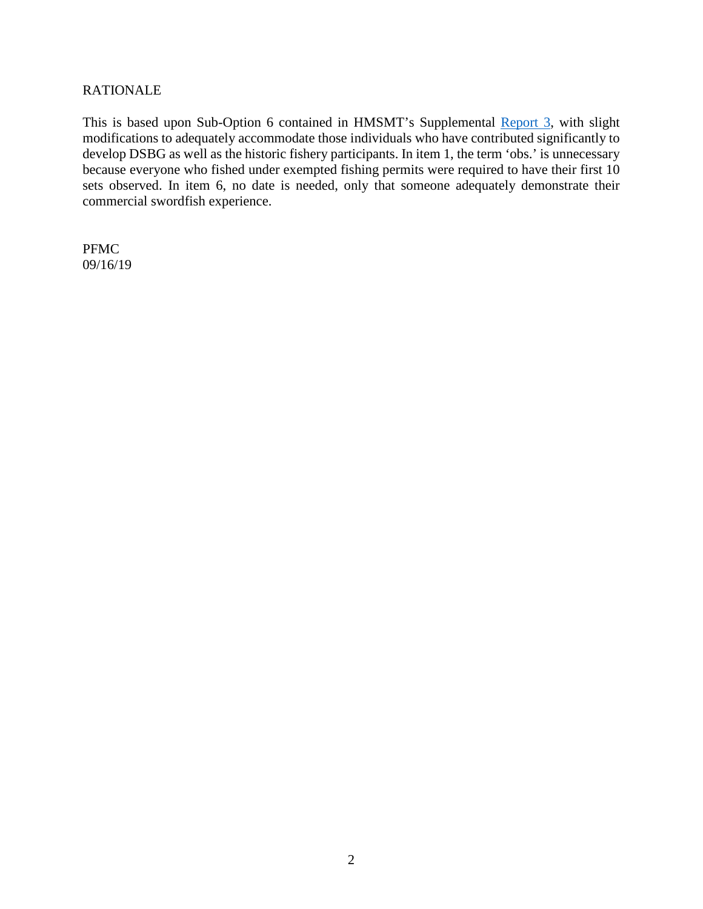RATIONALE

This is based upon Sub-Option 6 contained in HMSMT's Supplemental [Report 3](), with slight modifications to adequately accommodate those individuals who have contributed significantly to develop DSBG as well as the historic fishery participants. In item 1, the term 'obs.' is unnecessary because everyone who fished under exempted fishing permits were required to have their first 10 sets observed. In item 6, no date is needed, only that someone adequately demonstrate their commercial swordfish experience.

PFMC
09/16/19